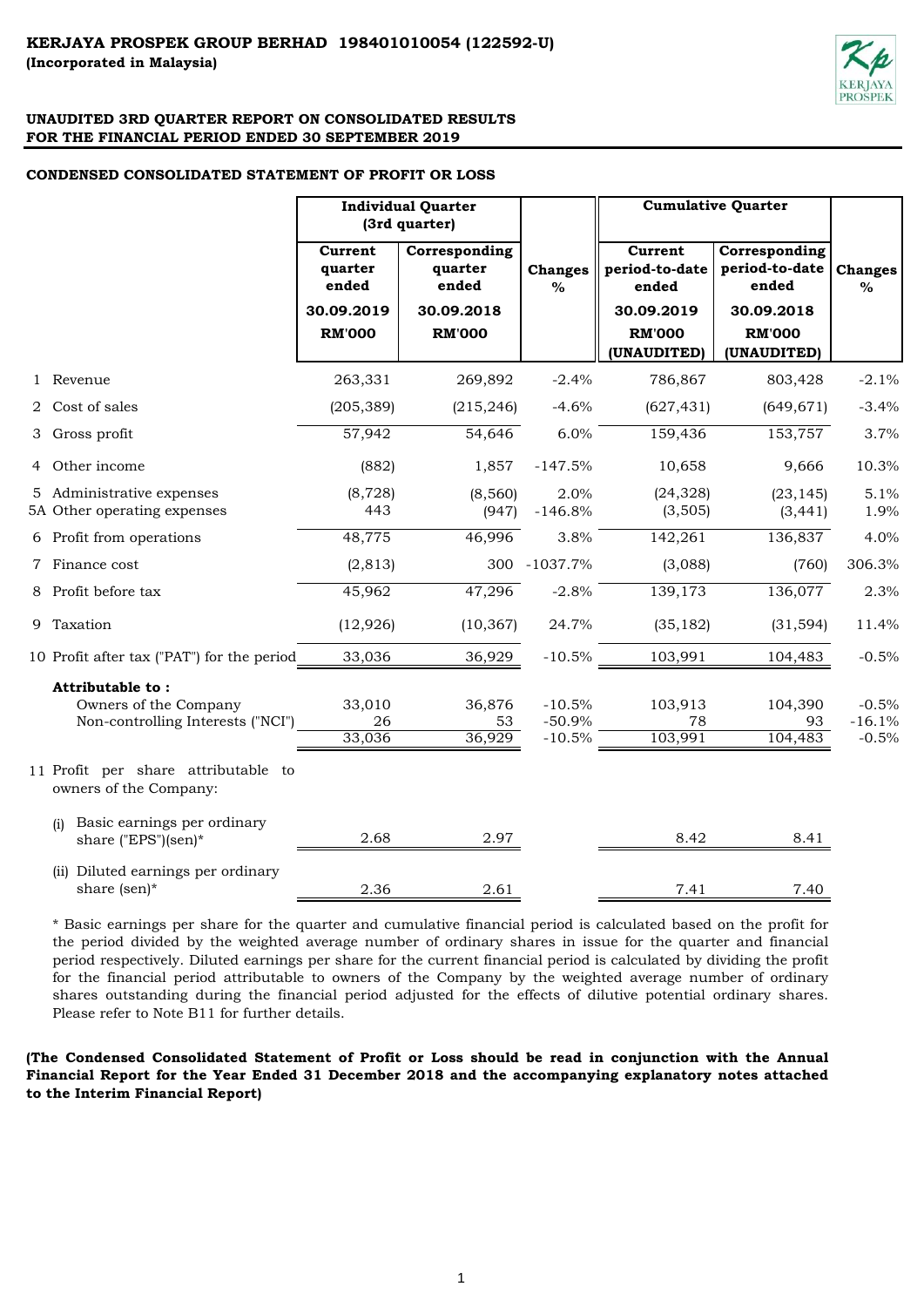**KERJAYA PROSPEK GROUP BERHAD 198401010054 (122592-U)**
**(Incorporated in Malaysia)**

**UNAUDITED 3RD QUARTER REPORT ON CONSOLIDATED RESULTS**
**FOR THE FINANCIAL PERIOD ENDED 30 SEPTEMBER 2019**

**CONDENSED CONSOLIDATED STATEMENT OF PROFIT OR LOSS**

| | | Individual Quarter (3rd quarter) | | | Cumulative Quarter | | |
|---|---|---|---|---|---|---|---|
| | | Current quarter ended 30.09.2019 RM'000 | Corresponding quarter ended 30.09.2018 RM'000 | Changes % | Current period-to-date ended 30.09.2019 RM'000 (UNAUDITED) | Corresponding period-to-date ended 30.09.2018 RM'000 (UNAUDITED) | Changes % |
| 1 | Revenue | 263,331 | 269,892 | -2.4% | 786,867 | 803,428 | -2.1% |
| 2 | Cost of sales | (205,389) | (215,246) | -4.6% | (627,431) | (649,671) | -3.4% |
| 3 | Gross profit | 57,942 | 54,646 | 6.0% | 159,436 | 153,757 | 3.7% |
| 4 | Other income | (882) | 1,857 | -147.5% | 10,658 | 9,666 | 10.3% |
| 5 | Administrative expenses | (8,728) | (8,560) | 2.0% | (24,328) | (23,145) | 5.1% |
| 5A | Other operating expenses | 443 | (947) | -146.8% | (3,505) | (3,441) | 1.9% |
| 6 | Profit from operations | 48,775 | 46,996 | 3.8% | 142,261 | 136,837 | 4.0% |
| 7 | Finance cost | (2,813) | 300 | -1037.7% | (3,088) | (760) | 306.3% |
| 8 | Profit before tax | 45,962 | 47,296 | -2.8% | 139,173 | 136,077 | 2.3% |
| 9 | Taxation | (12,926) | (10,367) | 24.7% | (35,182) | (31,594) | 11.4% |
| 10 | Profit after tax ("PAT") for the period | 33,036 | 36,929 | -10.5% | 103,991 | 104,483 | -0.5% |
| | **Attributable to :** | | | | | | |
| | Owners of the Company | 33,010 | 36,876 | -10.5% | 103,913 | 104,390 | -0.5% |
| | Non-controlling Interests ("NCI") | 26 | 53 | -50.9% | 78 | 93 | -16.1% |
| | | 33,036 | 36,929 | -10.5% | 103,991 | 104,483 | -0.5% |
| 11 | Profit per share attributable to owners of the Company: | | | | | | |
| | (i) Basic earnings per ordinary share ("EPS")(sen)* | 2.68 | 2.97 | | 8.42 | 8.41 | |
| | (ii) Diluted earnings per ordinary share (sen)* | 2.36 | 2.61 | | 7.41 | 7.40 | |

\* Basic earnings per share for the quarter and cumulative financial period is calculated based on the profit for the period divided by the weighted average number of ordinary shares in issue for the quarter and financial period respectively. Diluted earnings per share for the current financial period is calculated by dividing the profit for the financial period attributable to owners of the Company by the weighted average number of ordinary shares outstanding during the financial period adjusted for the effects of dilutive potential ordinary shares. Please refer to Note B11 for further details.

**(The Condensed Consolidated Statement of Profit or Loss should be read in conjunction with the Annual Financial Report for the Year Ended 31 December 2018 and the accompanying explanatory notes attached to the Interim Financial Report)**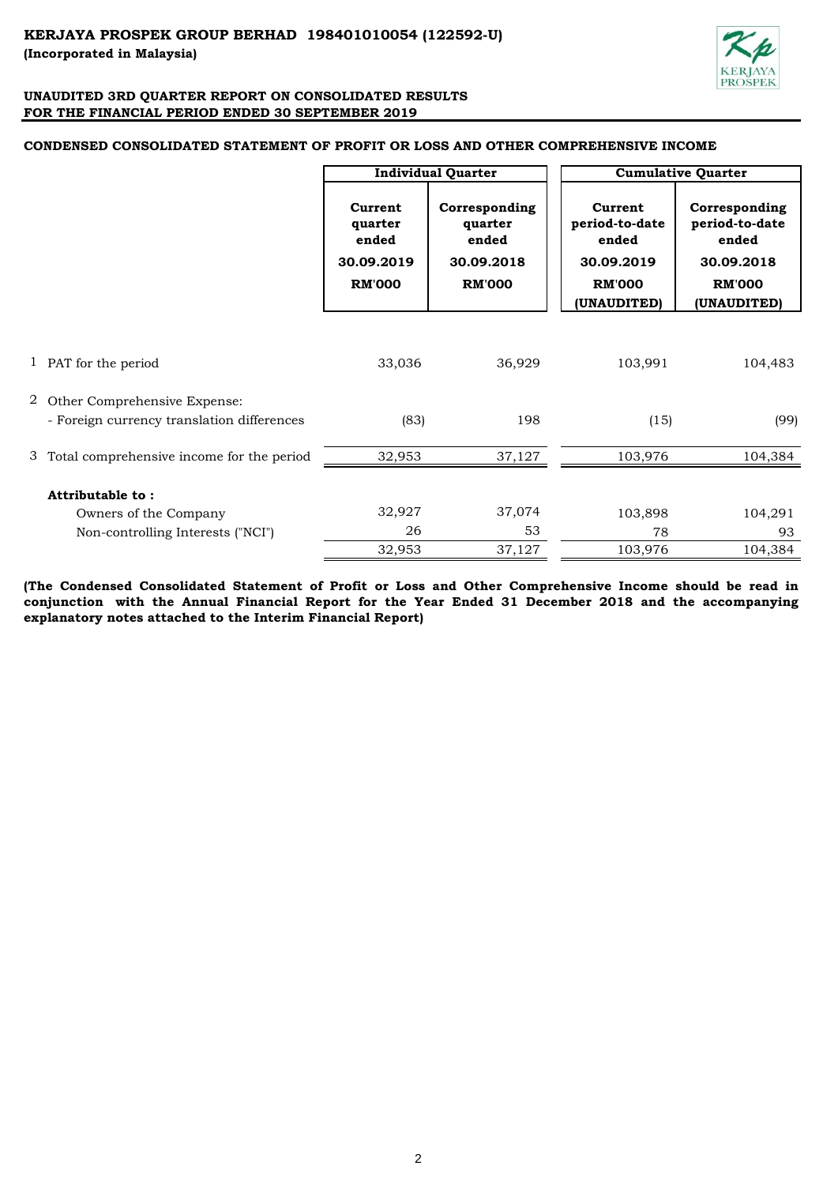**KERJAYA PROSPEK GROUP BERHAD 198401010054 (122592-U)**
**(Incorporated in Malaysia)**

**UNAUDITED 3RD QUARTER REPORT ON CONSOLIDATED RESULTS**
**FOR THE FINANCIAL PERIOD ENDED 30 SEPTEMBER 2019**

**CONDENSED CONSOLIDATED STATEMENT OF PROFIT OR LOSS AND OTHER COMPREHENSIVE INCOME**

| | | Individual Quarter | | Cumulative Quarter | |
|---|---|---|---|---|---|
| | | Current quarter ended 30.09.2019 RM'000 | Corresponding quarter ended 30.09.2018 RM'000 | Current period-to-date ended 30.09.2019 RM'000 (UNAUDITED) | Corresponding period-to-date ended 30.09.2018 RM'000 (UNAUDITED) |
| 1 | PAT for the period | 33,036 | 36,929 | 103,991 | 104,483 |
| 2 | Other Comprehensive Expense: | | | | |
| | - Foreign currency translation differences | (83) | 198 | (15) | (99) |
| 3 | Total comprehensive income for the period | 32,953 | 37,127 | 103,976 | 104,384 |
| | **Attributable to :** | | | | |
| | Owners of the Company | 32,927 | 37,074 | 103,898 | 104,291 |
| | Non-controlling Interests ("NCI") | 26 | 53 | 78 | 93 |
| | | 32,953 | 37,127 | 103,976 | 104,384 |

**(The Condensed Consolidated Statement of Profit or Loss and Other Comprehensive Income should be read in conjunction with the Annual Financial Report for the Year Ended 31 December 2018 and the accompanying explanatory notes attached to the Interim Financial Report)**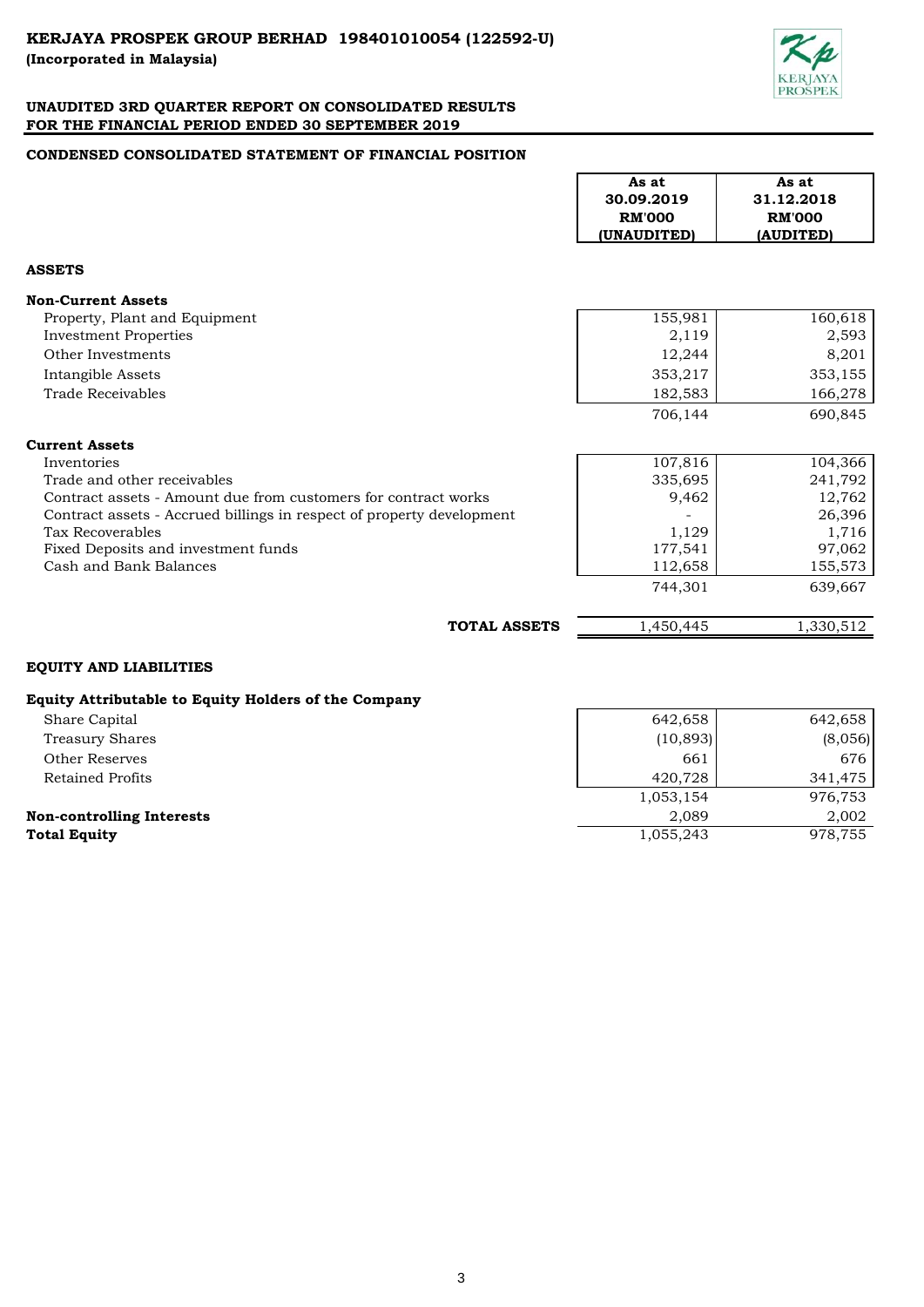**KERJAYA PROSPEK GROUP BERHAD 198401010054 (122592-U)**
**(Incorporated in Malaysia)**

**UNAUDITED 3RD QUARTER REPORT ON CONSOLIDATED RESULTS**
**FOR THE FINANCIAL PERIOD ENDED 30 SEPTEMBER 2019**

## CONDENSED CONSOLIDATED STATEMENT OF FINANCIAL POSITION

| | As at 30.09.2019 RM'000 (UNAUDITED) | As at 31.12.2018 RM'000 (AUDITED) |
|---|---|---|
| **ASSETS** | | |
| **Non-Current Assets** | | |
| Property, Plant and Equipment | 155,981 | 160,618 |
| Investment Properties | 2,119 | 2,593 |
| Other Investments | 12,244 | 8,201 |
| Intangible Assets | 353,217 | 353,155 |
| Trade Receivables | 182,583 | 166,278 |
| | 706,144 | 690,845 |
| **Current Assets** | | |
| Inventories | 107,816 | 104,366 |
| Trade and other receivables | 335,695 | 241,792 |
| Contract assets - Amount due from customers for contract works | 9,462 | 12,762 |
| Contract assets - Accrued billings in respect of property development | - | 26,396 |
| Tax Recoverables | 1,129 | 1,716 |
| Fixed Deposits and investment funds | 177,541 | 97,062 |
| Cash and Bank Balances | 112,658 | 155,573 |
| | 744,301 | 639,667 |
| **TOTAL ASSETS** | 1,450,445 | 1,330,512 |
| **EQUITY AND LIABILITIES** | | |
| **Equity Attributable to Equity Holders of the Company** | | |
| Share Capital | 642,658 | 642,658 |
| Treasury Shares | (10,893) | (8,056) |
| Other Reserves | 661 | 676 |
| Retained Profits | 420,728 | 341,475 |
| | 1,053,154 | 976,753 |
| **Non-controlling Interests** | 2,089 | 2,002 |
| **Total Equity** | 1,055,243 | 978,755 |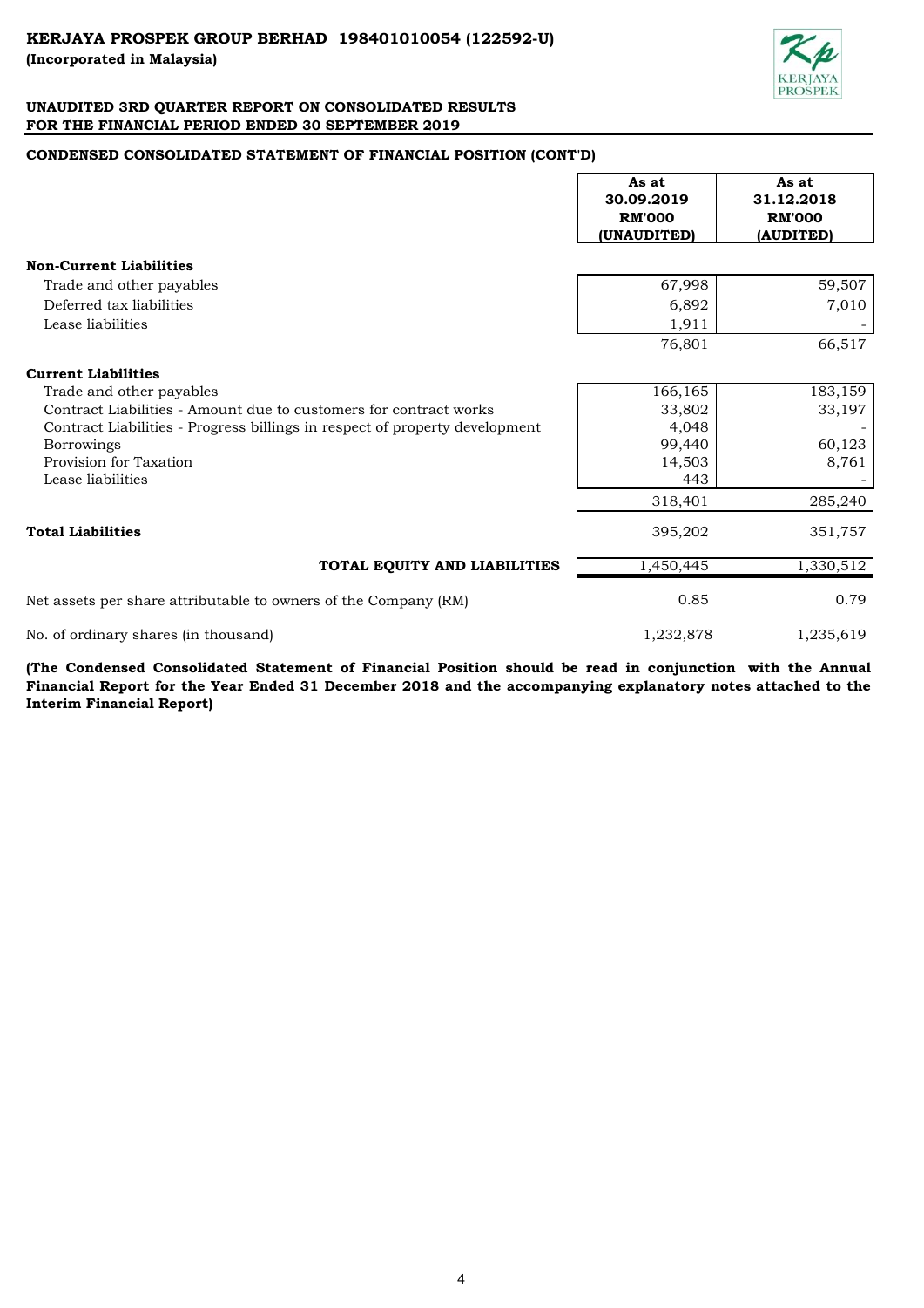**KERJAYA PROSPEK GROUP BERHAD 198401010054 (122592-U)**
**(Incorporated in Malaysia)**

**UNAUDITED 3RD QUARTER REPORT ON CONSOLIDATED RESULTS**
**FOR THE FINANCIAL PERIOD ENDED 30 SEPTEMBER 2019**

**CONDENSED CONSOLIDATED STATEMENT OF FINANCIAL POSITION (CONT'D)**

| | As at 30.09.2019 RM'000 (UNAUDITED) | As at 31.12.2018 RM'000 (AUDITED) |
|---|---|---|
| **Non-Current Liabilities** | | |
| Trade and other payables | 67,998 | 59,507 |
| Deferred tax liabilities | 6,892 | 7,010 |
| Lease liabilities | 1,911 | - |
| | 76,801 | 66,517 |
| **Current Liabilities** | | |
| Trade and other payables | 166,165 | 183,159 |
| Contract Liabilities - Amount due to customers for contract works | 33,802 | 33,197 |
| Contract Liabilities - Progress billings in respect of property development | 4,048 | - |
| Borrowings | 99,440 | 60,123 |
| Provision for Taxation | 14,503 | 8,761 |
| Lease liabilities | 443 | - |
| | 318,401 | 285,240 |
| **Total Liabilities** | 395,202 | 351,757 |
| **TOTAL EQUITY AND LIABILITIES** | 1,450,445 | 1,330,512 |
| Net assets per share attributable to owners of the Company (RM) | 0.85 | 0.79 |
| No. of ordinary shares (in thousand) | 1,232,878 | 1,235,619 |

**(The Condensed Consolidated Statement of Financial Position should be read in conjunction with the Annual Financial Report for the Year Ended 31 December 2018 and the accompanying explanatory notes attached to the Interim Financial Report)**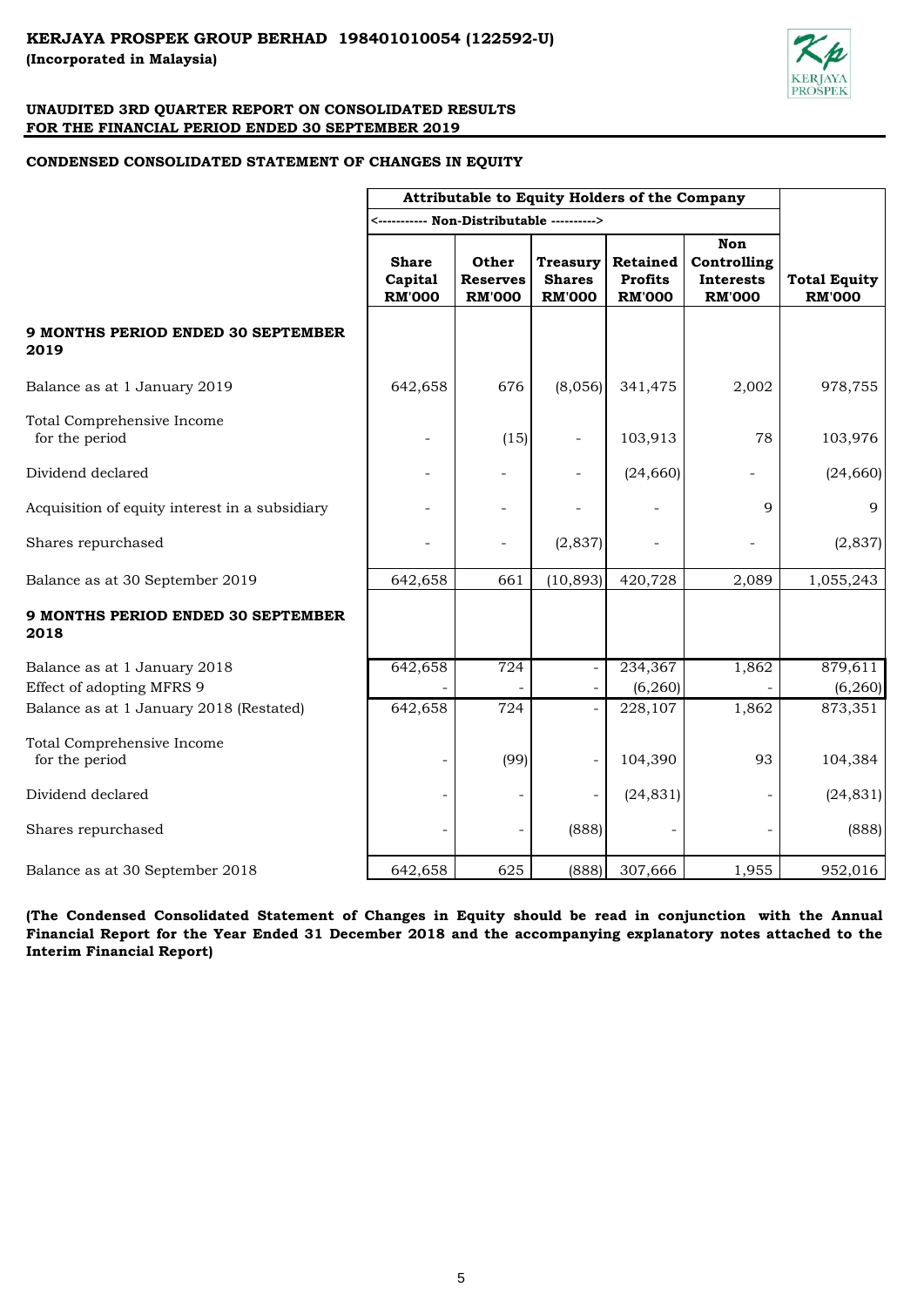**KERJAYA PROSPEK GROUP BERHAD 198401010054 (122592-U)**
**(Incorporated in Malaysia)**

**UNAUDITED 3RD QUARTER REPORT ON CONSOLIDATED RESULTS**
**FOR THE FINANCIAL PERIOD ENDED 30 SEPTEMBER 2019**

**CONDENSED CONSOLIDATED STATEMENT OF CHANGES IN EQUITY**

| | Attributable to Equity Holders of the Company | | | | | |
|---|---|---|---|---|---|---|
| | <----------- Non-Distributable ----------> | | | | | |
| | Share Capital RM'000 | Other Reserves RM'000 | Treasury Shares RM'000 | Retained Profits RM'000 | Non Controlling Interests RM'000 | Total Equity RM'000 |
| **9 MONTHS PERIOD ENDED 30 SEPTEMBER 2019** | | | | | | |
| Balance as at 1 January 2019 | 642,658 | 676 | (8,056) | 341,475 | 2,002 | 978,755 |
| Total Comprehensive Income for the period | - | (15) | - | 103,913 | 78 | 103,976 |
| Dividend declared | - | - | - | (24,660) | - | (24,660) |
| Acquisition of equity interest in a subsidiary | - | - | - | - | 9 | 9 |
| Shares repurchased | - | - | (2,837) | - | - | (2,837) |
| Balance as at 30 September 2019 | 642,658 | 661 | (10,893) | 420,728 | 2,089 | 1,055,243 |
| **9 MONTHS PERIOD ENDED 30 SEPTEMBER 2018** | | | | | | |
| Balance as at 1 January 2018 | 642,658 | 724 | - | 234,367 | 1,862 | 879,611 |
| Effect of adopting MFRS 9 | - | - | - | (6,260) | - | (6,260) |
| Balance as at 1 January 2018 (Restated) | 642,658 | 724 | - | 228,107 | 1,862 | 873,351 |
| Total Comprehensive Income for the period | - | (99) | - | 104,390 | 93 | 104,384 |
| Dividend declared | - | - | - | (24,831) | - | (24,831) |
| Shares repurchased | - | - | (888) | - | - | (888) |
| Balance as at 30 September 2018 | 642,658 | 625 | (888) | 307,666 | 1,955 | 952,016 |

**(The Condensed Consolidated Statement of Changes in Equity should be read in conjunction with the Annual Financial Report for the Year Ended 31 December 2018 and the accompanying explanatory notes attached to the Interim Financial Report)**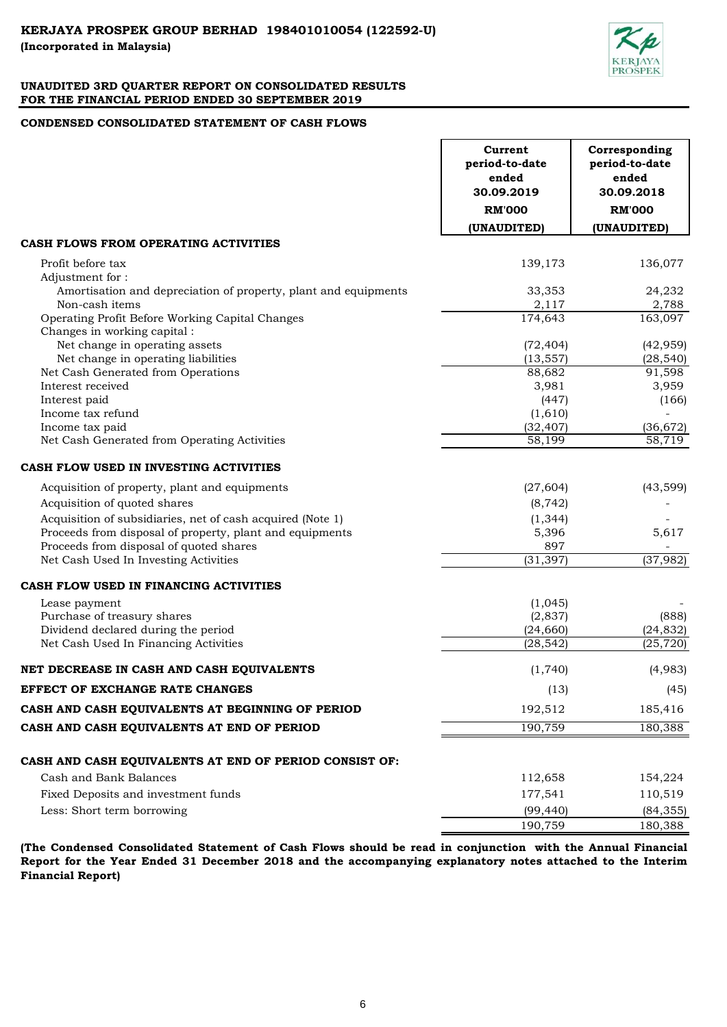**KERJAYA PROSPEK GROUP BERHAD 198401010054 (122592-U)**
**(Incorporated in Malaysia)**

**UNAUDITED 3RD QUARTER REPORT ON CONSOLIDATED RESULTS**
**FOR THE FINANCIAL PERIOD ENDED 30 SEPTEMBER 2019**

**CONDENSED CONSOLIDATED STATEMENT OF CASH FLOWS**

| | Current period-to-date ended 30.09.2019 RM'000 (UNAUDITED) | Corresponding period-to-date ended 30.09.2018 RM'000 (UNAUDITED) |
|---|---|---|
| **CASH FLOWS FROM OPERATING ACTIVITIES** | | |
| Profit before tax | 139,173 | 136,077 |
| Adjustment for : | | |
| Amortisation and depreciation of property, plant and equipments | 33,353 | 24,232 |
| Non-cash items | 2,117 | 2,788 |
| Operating Profit Before Working Capital Changes | 174,643 | 163,097 |
| Changes in working capital : | | |
| Net change in operating assets | (72,404) | (42,959) |
| Net change in operating liabilities | (13,557) | (28,540) |
| Net Cash Generated from Operations | 88,682 | 91,598 |
| Interest received | 3,981 | 3,959 |
| Interest paid | (447) | (166) |
| Income tax refund | (1,610) | - |
| Income tax paid | (32,407) | (36,672) |
| Net Cash Generated from Operating Activities | 58,199 | 58,719 |
| **CASH FLOW USED IN INVESTING ACTIVITIES** | | |
| Acquisition of property, plant and equipments | (27,604) | (43,599) |
| Acquisition of quoted shares | (8,742) | - |
| Acquisition of subsidiaries, net of cash acquired (Note 1) | (1,344) | - |
| Proceeds from disposal of property, plant and equipments | 5,396 | 5,617 |
| Proceeds from disposal of quoted shares | 897 | - |
| Net Cash Used In Investing Activities | (31,397) | (37,982) |
| **CASH FLOW USED IN FINANCING ACTIVITIES** | | |
| Lease payment | (1,045) | - |
| Purchase of treasury shares | (2,837) | (888) |
| Dividend declared during the period | (24,660) | (24,832) |
| Net Cash Used In Financing Activities | (28,542) | (25,720) |
| **NET DECREASE IN CASH AND CASH EQUIVALENTS** | (1,740) | (4,983) |
| **EFFECT OF EXCHANGE RATE CHANGES** | (13) | (45) |
| **CASH AND CASH EQUIVALENTS AT BEGINNING OF PERIOD** | 192,512 | 185,416 |
| **CASH AND CASH EQUIVALENTS AT END OF PERIOD** | 190,759 | 180,388 |
| **CASH AND CASH EQUIVALENTS AT END OF PERIOD CONSIST OF:** | | |
| Cash and Bank Balances | 112,658 | 154,224 |
| Fixed Deposits and investment funds | 177,541 | 110,519 |
| Less: Short term borrowing | (99,440) | (84,355) |
| | 190,759 | 180,388 |

**(The Condensed Consolidated Statement of Cash Flows should be read in conjunction with the Annual Financial Report for the Year Ended 31 December 2018 and the accompanying explanatory notes attached to the Interim Financial Report)**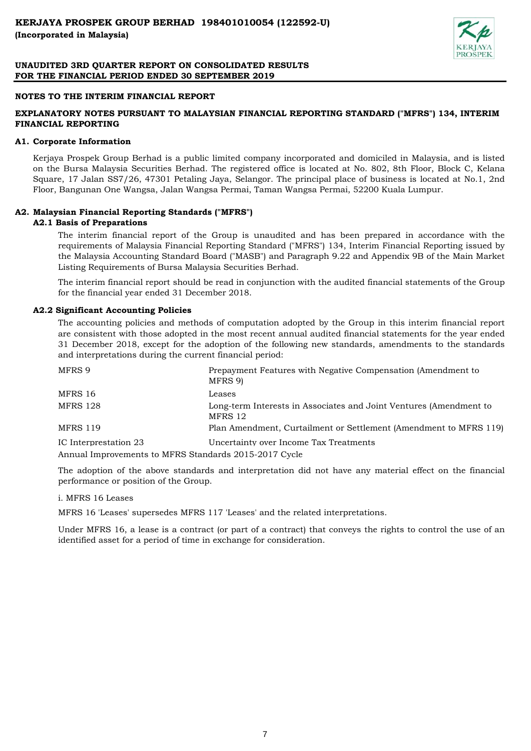**KERJAYA PROSPEK GROUP BERHAD 198401010054 (122592-U)**
**(Incorporated in Malaysia)**

**UNAUDITED 3RD QUARTER REPORT ON CONSOLIDATED RESULTS**
**FOR THE FINANCIAL PERIOD ENDED 30 SEPTEMBER 2019**

## NOTES TO THE INTERIM FINANCIAL REPORT

### EXPLANATORY NOTES PURSUANT TO MALAYSIAN FINANCIAL REPORTING STANDARD ("MFRS") 134, INTERIM FINANCIAL REPORTING

### A1. Corporate Information

Kerjaya Prospek Group Berhad is a public limited company incorporated and domiciled in Malaysia, and is listed on the Bursa Malaysia Securities Berhad. The registered office is located at No. 802, 8th Floor, Block C, Kelana Square, 17 Jalan SS7/26, 47301 Petaling Jaya, Selangor. The principal place of business is located at No.1, 2nd Floor, Bangunan One Wangsa, Jalan Wangsa Permai, Taman Wangsa Permai, 52200 Kuala Lumpur.

### A2. Malaysian Financial Reporting Standards ("MFRS")

#### A2.1 Basis of Preparations

The interim financial report of the Group is unaudited and has been prepared in accordance with the requirements of Malaysia Financial Reporting Standard ("MFRS") 134, Interim Financial Reporting issued by the Malaysia Accounting Standard Board ("MASB") and Paragraph 9.22 and Appendix 9B of the Main Market Listing Requirements of Bursa Malaysia Securities Berhad.

The interim financial report should be read in conjunction with the audited financial statements of the Group for the financial year ended 31 December 2018.

#### A2.2 Significant Accounting Policies

The accounting policies and methods of computation adopted by the Group in this interim financial report are consistent with those adopted in the most recent annual audited financial statements for the year ended 31 December 2018, except for the adoption of the following new standards, amendments to the standards and interpretations during the current financial period:

| | |
|---|---|
| MFRS 9 | Prepayment Features with Negative Compensation (Amendment to MFRS 9) |
| MFRS 16 | Leases |
| MFRS 128 | Long-term Interests in Associates and Joint Ventures (Amendment to MFRS 12 |
| MFRS 119 | Plan Amendment, Curtailment or Settlement (Amendment to MFRS 119) |
| IC Interpretation 23 | Uncertainty over Income Tax Treatments |

Annual Improvements to MFRS Standards 2015-2017 Cycle

The adoption of the above standards and interpretation did not have any material effect on the financial performance or position of the Group.

i. MFRS 16 Leases

MFRS 16 'Leases' supersedes MFRS 117 'Leases' and the related interpretations.

Under MFRS 16, a lease is a contract (or part of a contract) that conveys the rights to control the use of an identified asset for a period of time in exchange for consideration.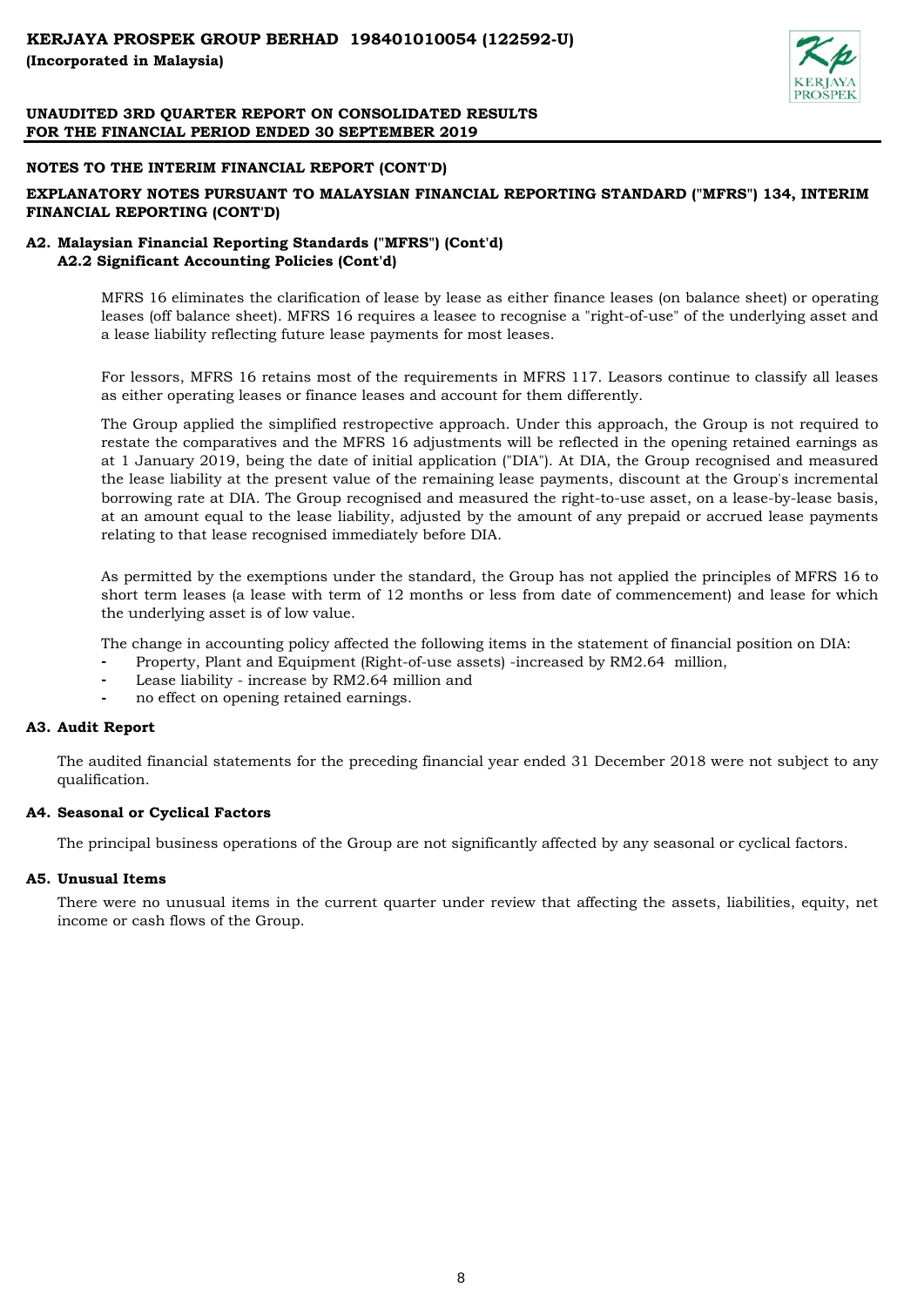## NOTES TO THE INTERIM FINANCIAL REPORT (CONT'D)

## EXPLANATORY NOTES PURSUANT TO MALAYSIAN FINANCIAL REPORTING STANDARD ("MFRS") 134, INTERIM FINANCIAL REPORTING (CONT'D)

### A2. Malaysian Financial Reporting Standards ("MFRS") (Cont'd)

#### A2.2 Significant Accounting Policies (Cont'd)

MFRS 16 eliminates the clarification of lease by lease as either finance leases (on balance sheet) or operating leases (off balance sheet). MFRS 16 requires a leasee to recognise a "right-of-use" of the underlying asset and a lease liability reflecting future lease payments for most leases.

For lessors, MFRS 16 retains most of the requirements in MFRS 117. Leasors continue to classify all leases as either operating leases or finance leases and account for them differently.

The Group applied the simplified restropective approach. Under this approach, the Group is not required to restate the comparatives and the MFRS 16 adjustments will be reflected in the opening retained earnings as at 1 January 2019, being the date of initial application ("DIA"). At DIA, the Group recognised and measured the lease liability at the present value of the remaining lease payments, discount at the Group's incremental borrowing rate at DIA. The Group recognised and measured the right-to-use asset, on a lease-by-lease basis, at an amount equal to the lease liability, adjusted by the amount of any prepaid or accrued lease payments relating to that lease recognised immediately before DIA.

As permitted by the exemptions under the standard, the Group has not applied the principles of MFRS 16 to short term leases (a lease with term of 12 months or less from date of commencement) and lease for which the underlying asset is of low value.

The change in accounting policy affected the following items in the statement of financial position on DIA:

- Property, Plant and Equipment (Right-of-use assets) -increased by RM2.64 million,
- Lease liability - increase by RM2.64 million and
- no effect on opening retained earnings.

### A3. Audit Report

The audited financial statements for the preceding financial year ended 31 December 2018 were not subject to any qualification.

### A4. Seasonal or Cyclical Factors

The principal business operations of the Group are not significantly affected by any seasonal or cyclical factors.

### A5. Unusual Items

There were no unusual items in the current quarter under review that affecting the assets, liabilities, equity, net income or cash flows of the Group.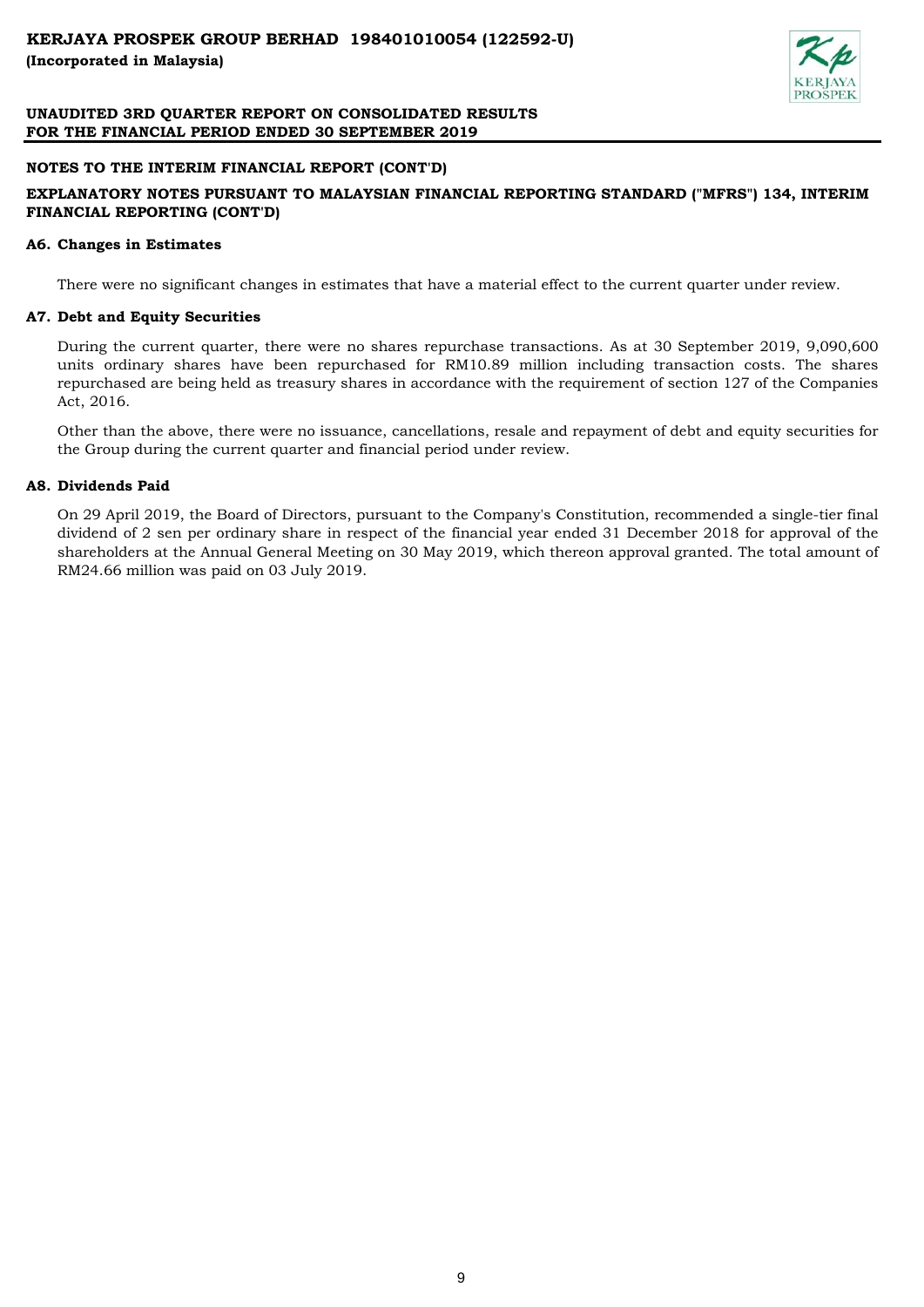## NOTES TO THE INTERIM FINANCIAL REPORT (CONT'D)

## EXPLANATORY NOTES PURSUANT TO MALAYSIAN FINANCIAL REPORTING STANDARD ("MFRS") 134, INTERIM FINANCIAL REPORTING (CONT'D)

### A6. Changes in Estimates

There were no significant changes in estimates that have a material effect to the current quarter under review.

### A7. Debt and Equity Securities

During the current quarter, there were no shares repurchase transactions. As at 30 September 2019, 9,090,600 units ordinary shares have been repurchased for RM10.89 million including transaction costs. The shares repurchased are being held as treasury shares in accordance with the requirement of section 127 of the Companies Act, 2016.

Other than the above, there were no issuance, cancellations, resale and repayment of debt and equity securities for the Group during the current quarter and financial period under review.

### A8. Dividends Paid

On 29 April 2019, the Board of Directors, pursuant to the Company's Constitution, recommended a single-tier final dividend of 2 sen per ordinary share in respect of the financial year ended 31 December 2018 for approval of the shareholders at the Annual General Meeting on 30 May 2019, which thereon approval granted. The total amount of RM24.66 million was paid on 03 July 2019.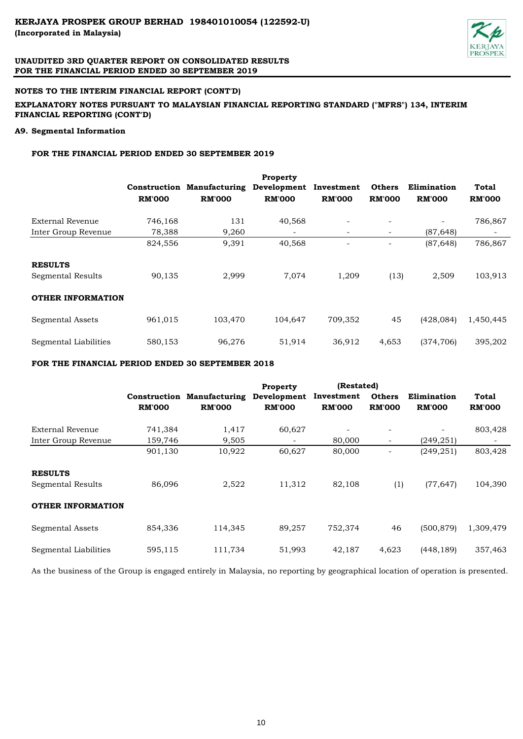## NOTES TO THE INTERIM FINANCIAL REPORT (CONT'D)

**EXPLANATORY NOTES PURSUANT TO MALAYSIAN FINANCIAL REPORTING STANDARD ("MFRS") 134, INTERIM FINANCIAL REPORTING (CONT'D)**

### A9. Segmental Information

**FOR THE FINANCIAL PERIOD ENDED 30 SEPTEMBER 2019**

| | Construction RM'000 | Manufacturing RM'000 | Property Development RM'000 | Investment RM'000 | Others RM'000 | Elimination RM'000 | Total RM'000 |
|---|---|---|---|---|---|---|---|
| External Revenue | 746,168 | 131 | 40,568 | - | - | - | 786,867 |
| Inter Group Revenue | 78,388 | 9,260 | - | - | - | (87,648) | - |
| | 824,556 | 9,391 | 40,568 | - | - | (87,648) | 786,867 |
| **RESULTS** | | | | | | | |
| Segmental Results | 90,135 | 2,999 | 7,074 | 1,209 | (13) | 2,509 | 103,913 |
| **OTHER INFORMATION** | | | | | | | |
| Segmental Assets | 961,015 | 103,470 | 104,647 | 709,352 | 45 | (428,084) | 1,450,445 |
| Segmental Liabilities | 580,153 | 96,276 | 51,914 | 36,912 | 4,653 | (374,706) | 395,202 |

**FOR THE FINANCIAL PERIOD ENDED 30 SEPTEMBER 2018**

| | Construction RM'000 | Manufacturing RM'000 | Property Development RM'000 | (Restated) Investment RM'000 | Others RM'000 | Elimination RM'000 | Total RM'000 |
|---|---|---|---|---|---|---|---|
| External Revenue | 741,384 | 1,417 | 60,627 | - | - | - | 803,428 |
| Inter Group Revenue | 159,746 | 9,505 | - | 80,000 | - | (249,251) | - |
| | 901,130 | 10,922 | 60,627 | 80,000 | - | (249,251) | 803,428 |
| **RESULTS** | | | | | | | |
| Segmental Results | 86,096 | 2,522 | 11,312 | 82,108 | (1) | (77,647) | 104,390 |
| **OTHER INFORMATION** | | | | | | | |
| Segmental Assets | 854,336 | 114,345 | 89,257 | 752,374 | 46 | (500,879) | 1,309,479 |
| Segmental Liabilities | 595,115 | 111,734 | 51,993 | 42,187 | 4,623 | (448,189) | 357,463 |

As the business of the Group is engaged entirely in Malaysia, no reporting by geographical location of operation is presented.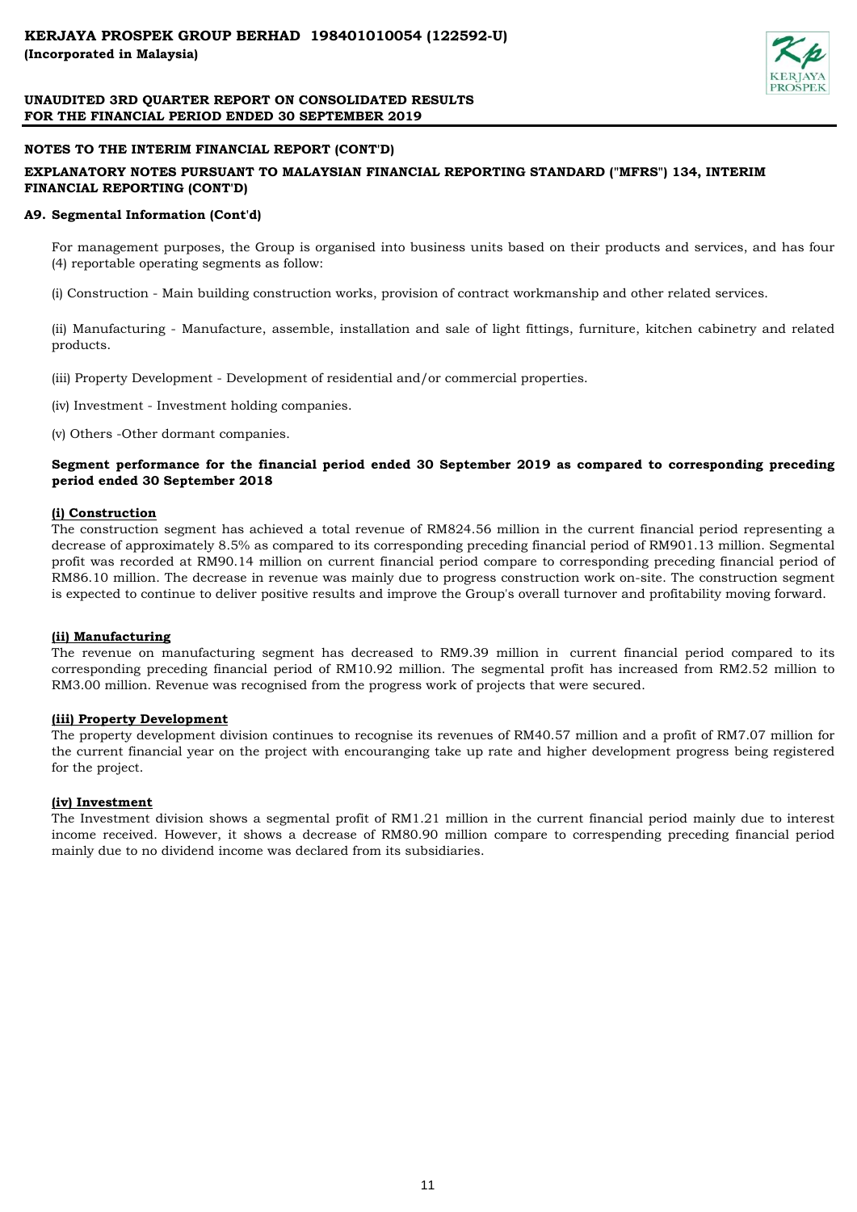## NOTES TO THE INTERIM FINANCIAL REPORT (CONT'D)

### EXPLANATORY NOTES PURSUANT TO MALAYSIAN FINANCIAL REPORTING STANDARD ("MFRS") 134, INTERIM FINANCIAL REPORTING (CONT'D)

### A9. Segmental Information (Cont'd)

For management purposes, the Group is organised into business units based on their products and services, and has four (4) reportable operating segments as follow:

(i) Construction - Main building construction works, provision of contract workmanship and other related services.

(ii) Manufacturing - Manufacture, assemble, installation and sale of light fittings, furniture, kitchen cabinetry and related products.

(iii) Property Development - Development of residential and/or commercial properties.

(iv) Investment - Investment holding companies.

(v) Others -Other dormant companies.

**Segment performance for the financial period ended 30 September 2019 as compared to corresponding preceding period ended 30 September 2018**

**(i) Construction**

The construction segment has achieved a total revenue of RM824.56 million in the current financial period representing a decrease of approximately 8.5% as compared to its corresponding preceding financial period of RM901.13 million. Segmental profit was recorded at RM90.14 million on current financial period compare to corresponding preceding financial period of RM86.10 million. The decrease in revenue was mainly due to progress construction work on-site. The construction segment is expected to continue to deliver positive results and improve the Group's overall turnover and profitability moving forward.

**(ii) Manufacturing**

The revenue on manufacturing segment has decreased to RM9.39 million in current financial period compared to its corresponding preceding financial period of RM10.92 million. The segmental profit has increased from RM2.52 million to RM3.00 million. Revenue was recognised from the progress work of projects that were secured.

**(iii) Property Development**

The property development division continues to recognise its revenues of RM40.57 million and a profit of RM7.07 million for the current financial year on the project with encouranging take up rate and higher development progress being registered for the project.

**(iv) Investment**

The Investment division shows a segmental profit of RM1.21 million in the current financial period mainly due to interest income received. However, it shows a decrease of RM80.90 million compare to correspending preceding financial period mainly due to no dividend income was declared from its subsidiaries.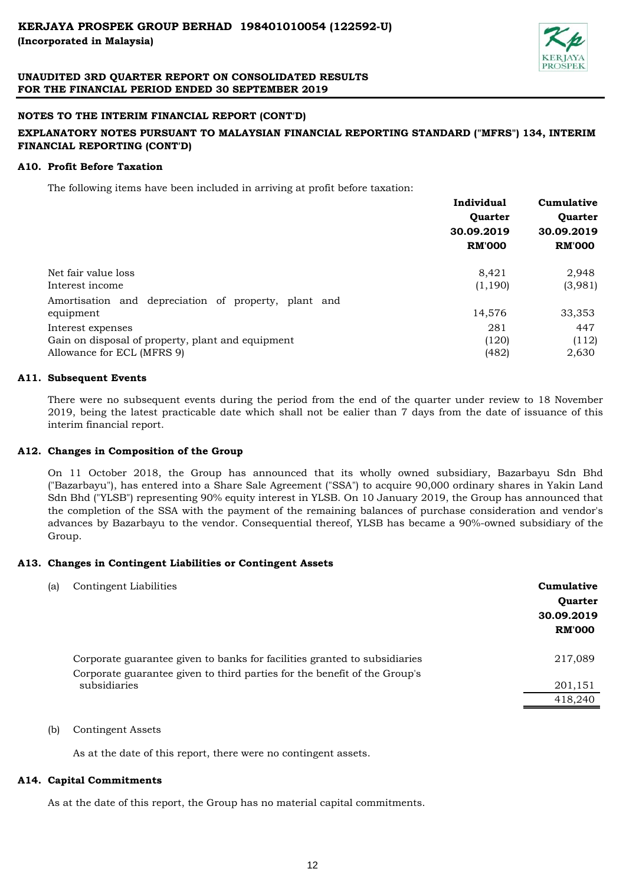## NOTES TO THE INTERIM FINANCIAL REPORT (CONT'D)

### EXPLANATORY NOTES PURSUANT TO MALAYSIAN FINANCIAL REPORTING STANDARD ("MFRS") 134, INTERIM FINANCIAL REPORTING (CONT'D)

#### A10. Profit Before Taxation

The following items have been included in arriving at profit before taxation:

| | Individual Quarter 30.09.2019 RM'000 | Cumulative Quarter 30.09.2019 RM'000 |
|---|---|---|
| Net fair value loss | 8,421 | 2,948 |
| Interest income | (1,190) | (3,981) |
| Amortisation and depreciation of property, plant and equipment | 14,576 | 33,353 |
| Interest expenses | 281 | 447 |
| Gain on disposal of property, plant and equipment | (120) | (112) |
| Allowance for ECL (MFRS 9) | (482) | 2,630 |

#### A11. Subsequent Events

There were no subsequent events during the period from the end of the quarter under review to 18 November 2019, being the latest practicable date which shall not be ealier than 7 days from the date of issuance of this interim financial report.

#### A12. Changes in Composition of the Group

On 11 October 2018, the Group has announced that its wholly owned subsidiary, Bazarbayu Sdn Bhd ("Bazarbayu"), has entered into a Share Sale Agreement ("SSA") to acquire 90,000 ordinary shares in Yakin Land Sdn Bhd ("YLSB") representing 90% equity interest in YLSB. On 10 January 2019, the Group has announced that the completion of the SSA with the payment of the remaining balances of purchase consideration and vendor's advances by Bazarbayu to the vendor. Consequential thereof, YLSB has became a 90%-owned subsidiary of the Group.

#### A13. Changes in Contingent Liabilities or Contingent Assets

(a) Contingent Liabilities

| | Cumulative Quarter 30.09.2019 RM'000 |
|---|---|
| Corporate guarantee given to banks for facilities granted to subsidiaries | 217,089 |
| Corporate guarantee given to third parties for the benefit of the Group's subsidiaries | 201,151 |
| | 418,240 |

(b) Contingent Assets

As at the date of this report, there were no contingent assets.

#### A14. Capital Commitments

As at the date of this report, the Group has no material capital commitments.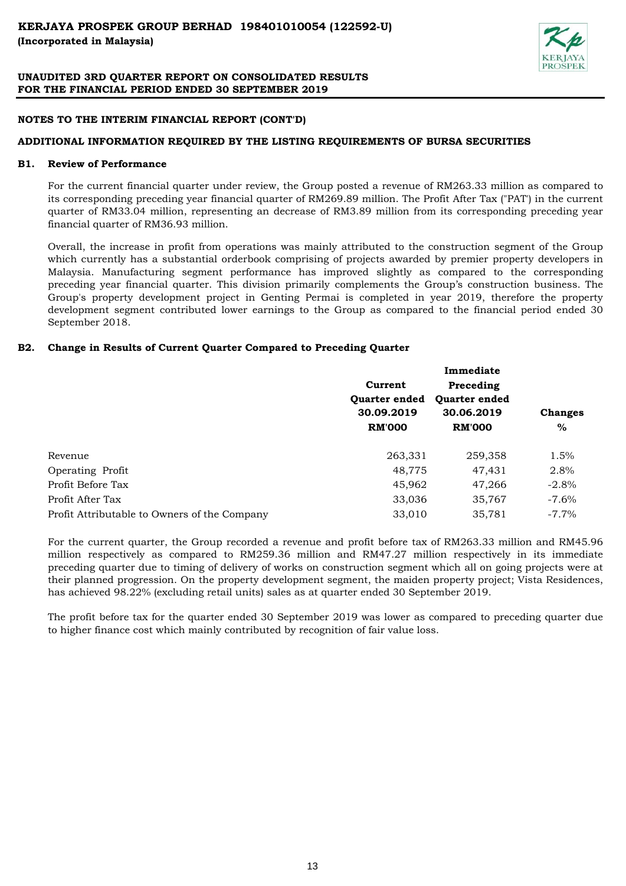## NOTES TO THE INTERIM FINANCIAL REPORT (CONT'D)

## ADDITIONAL INFORMATION REQUIRED BY THE LISTING REQUIREMENTS OF BURSA SECURITIES

### B1. Review of Performance

For the current financial quarter under review, the Group posted a revenue of RM263.33 million as compared to its corresponding preceding year financial quarter of RM269.89 million. The Profit After Tax ("PAT") in the current quarter of RM33.04 million, representing an decrease of RM3.89 million from its corresponding preceding year financial quarter of RM36.93 million.

Overall, the increase in profit from operations was mainly attributed to the construction segment of the Group which currently has a substantial orderbook comprising of projects awarded by premier property developers in Malaysia. Manufacturing segment performance has improved slightly as compared to the corresponding preceding year financial quarter. This division primarily complements the Group's construction business. The Group's property development project in Genting Permai is completed in year 2019, therefore the property development segment contributed lower earnings to the Group as compared to the financial period ended 30 September 2018.

### B2. Change in Results of Current Quarter Compared to Preceding Quarter

| | Current Quarter ended 30.09.2019 RM'000 | Immediate Preceding Quarter ended 30.06.2019 RM'000 | Changes % |
|---|---|---|---|
| Revenue | 263,331 | 259,358 | 1.5% |
| Operating Profit | 48,775 | 47,431 | 2.8% |
| Profit Before Tax | 45,962 | 47,266 | -2.8% |
| Profit After Tax | 33,036 | 35,767 | -7.6% |
| Profit Attributable to Owners of the Company | 33,010 | 35,781 | -7.7% |

For the current quarter, the Group recorded a revenue and profit before tax of RM263.33 million and RM45.96 million respectively as compared to RM259.36 million and RM47.27 million respectively in its immediate preceding quarter due to timing of delivery of works on construction segment which all on going projects were at their planned progression. On the property development segment, the maiden property project; Vista Residences, has achieved 98.22% (excluding retail units) sales as at quarter ended 30 September 2019.

The profit before tax for the quarter ended 30 September 2019 was lower as compared to preceding quarter due to higher finance cost which mainly contributed by recognition of fair value loss.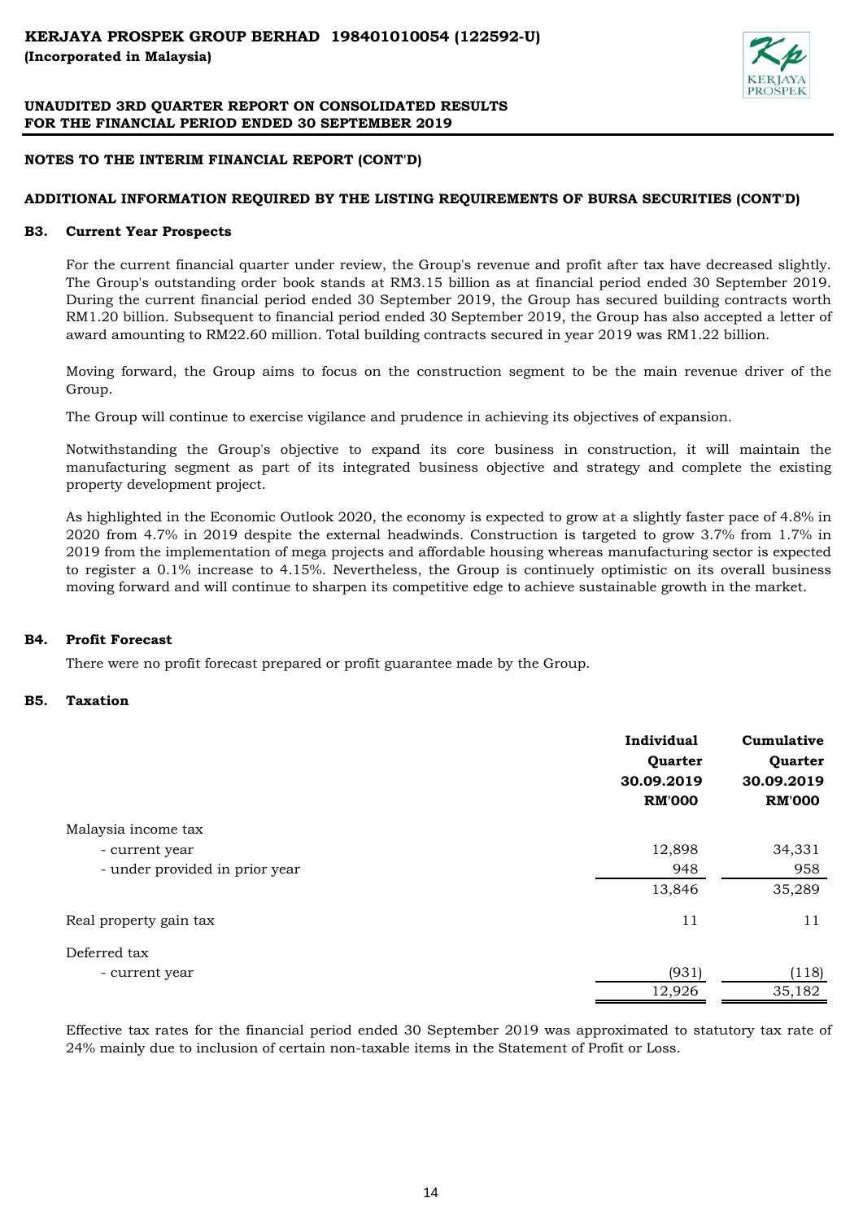## NOTES TO THE INTERIM FINANCIAL REPORT (CONT'D)

## ADDITIONAL INFORMATION REQUIRED BY THE LISTING REQUIREMENTS OF BURSA SECURITIES (CONT'D)

### B3. Current Year Prospects

For the current financial quarter under review, the Group's revenue and profit after tax have decreased slightly. The Group's outstanding order book stands at RM3.15 billion as at financial period ended 30 September 2019. During the current financial period ended 30 September 2019, the Group has secured building contracts worth RM1.20 billion. Subsequent to financial period ended 30 September 2019, the Group has also accepted a letter of award amounting to RM22.60 million. Total building contracts secured in year 2019 was RM1.22 billion.

Moving forward, the Group aims to focus on the construction segment to be the main revenue driver of the Group.

The Group will continue to exercise vigilance and prudence in achieving its objectives of expansion.

Notwithstanding the Group's objective to expand its core business in construction, it will maintain the manufacturing segment as part of its integrated business objective and strategy and complete the existing property development project.

As highlighted in the Economic Outlook 2020, the economy is expected to grow at a slightly faster pace of 4.8% in 2020 from 4.7% in 2019 despite the external headwinds. Construction is targeted to grow 3.7% from 1.7% in 2019 from the implementation of mega projects and affordable housing whereas manufacturing sector is expected to register a 0.1% increase to 4.15%. Nevertheless, the Group is continuely optimistic on its overall business moving forward and will continue to sharpen its competitive edge to achieve sustainable growth in the market.

### B4. Profit Forecast

There were no profit forecast prepared or profit guarantee made by the Group.

### B5. Taxation

| | Individual Quarter 30.09.2019 RM'000 | Cumulative Quarter 30.09.2019 RM'000 |
|---|---|---|
| Malaysia income tax | | |
| - current year | 12,898 | 34,331 |
| - under provided in prior year | 948 | 958 |
| | 13,846 | 35,289 |
| Real property gain tax | 11 | 11 |
| Deferred tax | | |
| - current year | (931) | (118) |
| | 12,926 | 35,182 |

Effective tax rates for the financial period ended 30 September 2019 was approximated to statutory tax rate of 24% mainly due to inclusion of certain non-taxable items in the Statement of Profit or Loss.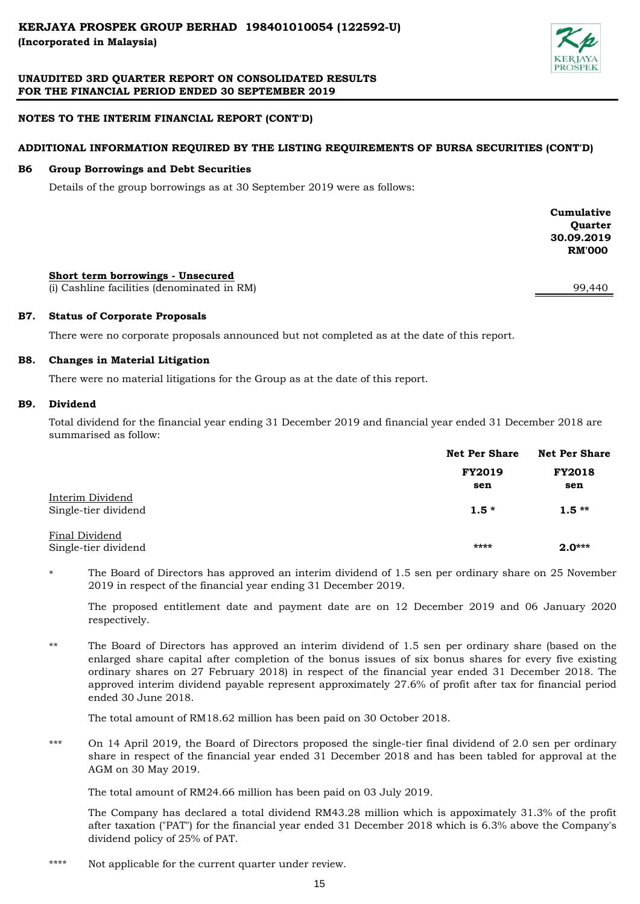## NOTES TO THE INTERIM FINANCIAL REPORT (CONT'D)

### ADDITIONAL INFORMATION REQUIRED BY THE LISTING REQUIREMENTS OF BURSA SECURITIES (CONT'D)

### B6 Group Borrowings and Debt Securities

Details of the group borrowings as at 30 September 2019 were as follows:

| | Cumulative Quarter 30.09.2019 RM'000 |
|---|---|
| **Short term borrowings - Unsecured** | |
| (i) Cashline facilities (denominated in RM) | 99,440 |

### B7. Status of Corporate Proposals

There were no corporate proposals announced but not completed as at the date of this report.

### B8. Changes in Material Litigation

There were no material litigations for the Group as at the date of this report.

### B9. Dividend

Total dividend for the financial year ending 31 December 2019 and financial year ended 31 December 2018 are summarised as follow:

| | Net Per Share FY2019 sen | Net Per Share FY2018 sen |
|---|---|---|
| Interim Dividend | | |
| Single-tier dividend | **1.5 \*** | **1.5 \*\*** |
| Final Dividend | | |
| Single-tier dividend | **\*\*\*\*** | **2.0\*\*\*** |

\* The Board of Directors has approved an interim dividend of 1.5 sen per ordinary share on 25 November 2019 in respect of the financial year ending 31 December 2019.

The proposed entitlement date and payment date are on 12 December 2019 and 06 January 2020 respectively.

\*\* The Board of Directors has approved an interim dividend of 1.5 sen per ordinary share (based on the enlarged share capital after completion of the bonus issues of six bonus shares for every five existing ordinary shares on 27 February 2018) in respect of the financial year ended 31 December 2018. The approved interim dividend payable represent approximately 27.6% of profit after tax for financial period ended 30 June 2018.

The total amount of RM18.62 million has been paid on 30 October 2018.

\*\*\* On 14 April 2019, the Board of Directors proposed the single-tier final dividend of 2.0 sen per ordinary share in respect of the financial year ended 31 December 2018 and has been tabled for approval at the AGM on 30 May 2019.

The total amount of RM24.66 million has been paid on 03 July 2019.

The Company has declared a total dividend RM43.28 million which is appoximately 31.3% of the profit after taxation ("PAT") for the financial year ended 31 December 2018 which is 6.3% above the Company's dividend policy of 25% of PAT.

\*\*\*\* Not applicable for the current quarter under review.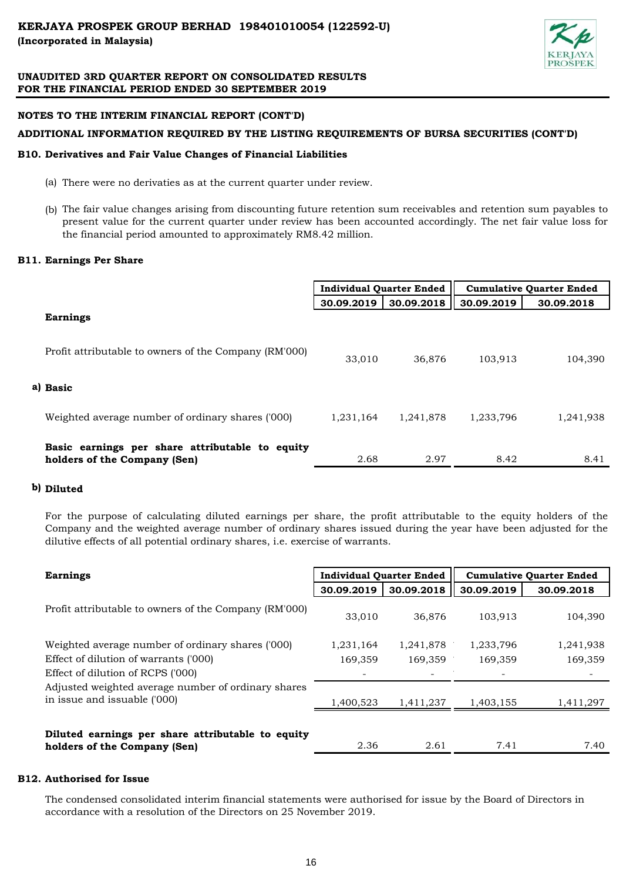**KERJAYA PROSPEK GROUP BERHAD 198401010054 (122592-U)**
**(Incorporated in Malaysia)**

**UNAUDITED 3RD QUARTER REPORT ON CONSOLIDATED RESULTS FOR THE FINANCIAL PERIOD ENDED 30 SEPTEMBER 2019**

## NOTES TO THE INTERIM FINANCIAL REPORT (CONT'D)

### ADDITIONAL INFORMATION REQUIRED BY THE LISTING REQUIREMENTS OF BURSA SECURITIES (CONT'D)

#### B10. Derivatives and Fair Value Changes of Financial Liabilities

(a) There were no derivaties as at the current quarter under review.

(b) The fair value changes arising from discounting future retention sum receivables and retention sum payables to present value for the current quarter under review has been accounted accordingly. The net fair value loss for the financial period amounted to approximately RM8.42 million.

#### B11. Earnings Per Share

| | Individual Quarter Ended | | Cumulative Quarter Ended | |
|---|---|---|---|---|
| | **30.09.2019** | **30.09.2018** | **30.09.2019** | **30.09.2018** |
| **Earnings** | | | | |
| Profit attributable to owners of the Company (RM'000) | 33,010 | 36,876 | 103,913 | 104,390 |
| **a) Basic** | | | | |
| Weighted average number of ordinary shares ('000) | 1,231,164 | 1,241,878 | 1,233,796 | 1,241,938 |
| **Basic earnings per share attributable to equity holders of the Company (Sen)** | 2.68 | 2.97 | 8.42 | 8.41 |

**b) Diluted**

For the purpose of calculating diluted earnings per share, the profit attributable to the equity holders of the Company and the weighted average number of ordinary shares issued during the year have been adjusted for the dilutive effects of all potential ordinary shares, i.e. exercise of warrants.

| **Earnings** | Individual Quarter Ended | | Cumulative Quarter Ended | |
|---|---|---|---|---|
| | **30.09.2019** | **30.09.2018** | **30.09.2019** | **30.09.2018** |
| Profit attributable to owners of the Company (RM'000) | 33,010 | 36,876 | 103,913 | 104,390 |
| Weighted average number of ordinary shares ('000) | 1,231,164 | 1,241,878 | 1,233,796 | 1,241,938 |
| Effect of dilution of warrants ('000) | 169,359 | 169,359 | 169,359 | 169,359 |
| Effect of dilution of RCPS ('000) | - | - | - | - |
| Adjusted weighted average number of ordinary shares in issue and issuable ('000) | 1,400,523 | 1,411,237 | 1,403,155 | 1,411,297 |
| **Diluted earnings per share attributable to equity holders of the Company (Sen)** | 2.36 | 2.61 | 7.41 | 7.40 |

#### B12. Authorised for Issue

The condensed consolidated interim financial statements were authorised for issue by the Board of Directors in accordance with a resolution of the Directors on 25 November 2019.